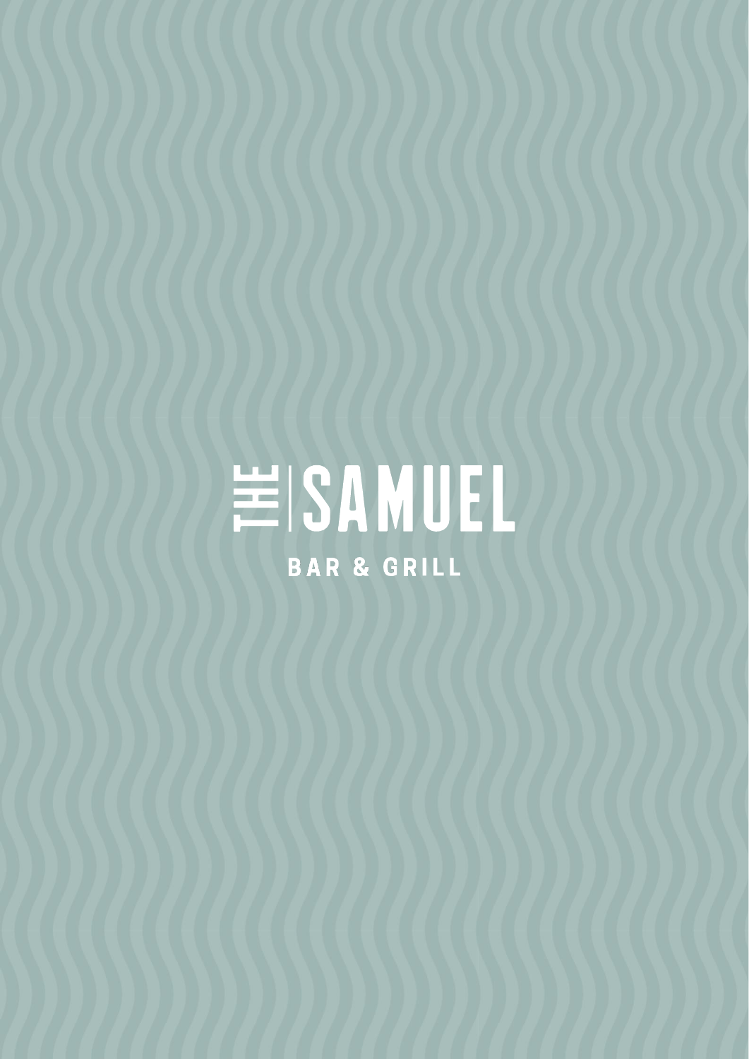# THE SAMUEL

BAR & GRILL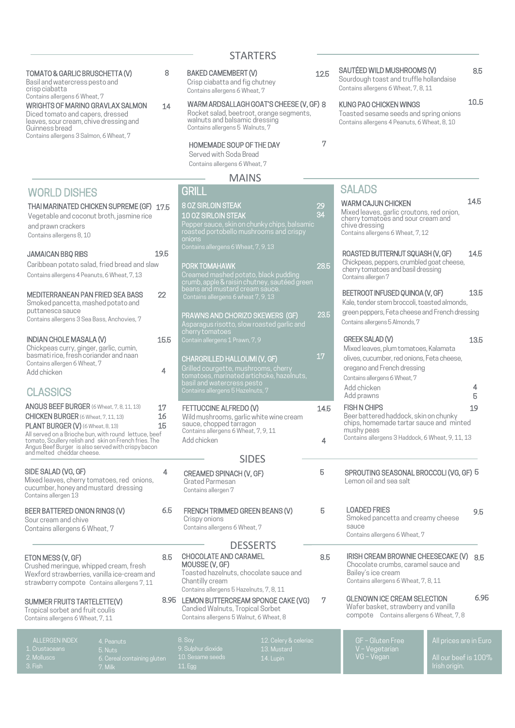## STARTERS

**TOMATO & GARLIC BRUSCHETTA (V)** 8
Basil and watercress pesto and crisp ciabatta
Contains allergens 6 Wheat, 7

**WRIGHTS OF MARINO GRAVLAX SALMON** 14
Diced tomato and capers, dressed leaves, sour cream, chive dressing and Guinness bread
Contains allergens 3 Salmon, 6 Wheat, 7

**BAKED CAMEMBERT (V)** 12.5
Crisp ciabatta and fig chutney
Contains allergens 6 Wheat, 7

**WARM ARDSALLAGH GOAT'S CHEESE (V, GF)** 8
Rocket salad, beetroot, orange segments, walnuts and balsamic dressing
Contains allergens 5 Walnuts, 7

**HOMEMADE SOUP OF THE DAY** 7
Served with Soda Bread
Contains allergens 6 Wheat, 7

**SAUTÉED WILD MUSHROOMS (V)** 8.5
Sourdough toast and truffle hollandaise
Contains allergens 6 Wheat, 7, 8, 11

**KUNG PAO CHICKEN WINGS** 10.5
Toasted sesame seeds and spring onions
Contains allergens 4 Peanuts, 6 Wheat, 8, 10

## MAINS

### WORLD DISHES

**THAI MARINATED CHICKEN SUPREME (GF)** 17.5
Vegetable and coconut broth, jasmine rice and prawn crackers
Contains allergens 8, 10

**JAMAICAN BBQ RIBS** 19.5
Caribbean potato salad, fried bread and slaw
Contains allergens 4 Peanuts, 6 Wheat, 7, 13

**MEDITERRANEAN PAN FRIED SEA BASS** 22
Smoked pancetta, mashed potato and puttanesca sauce
Contains allergens 3 Sea Bass, Anchovies, 7

**INDIAN CHOLE MASALA (V)** 15.5
Chickpeas curry, ginger, garlic, cumin, basmati rice, fresh coriander and naan
Contains allergen 6 Wheat, 7
Add chicken 4

### CLASSICS

**ANGUS BEEF BURGER** (6 Wheat, 7, 8, 11, 13) 17
**CHICKEN BURGER** (6 Wheat, 7, 11, 13) 16
**PLANT BURGER (V)** (6 Wheat, 8, 13) 15
All served on a Brioche bun, with round lettuce, beef tomato, Scullery relish and skin on French fries. The Angus Beef Burger is also served with crispy bacon and melted cheddar cheese.

### GRILL

**8 OZ SIRLOIN STEAK** 29
**10 OZ SIRLOIN STEAK** 34
Pepper sauce, skin on chunky chips, balsamic roasted portobello mushrooms and crispy onions
Contains allergens 6 Wheat, 7, 9, 13

**PORK TOMAHAWK** 28.5
Creamed mashed potato, black pudding crumb, apple & raisin chutney, sautéed green beans and mustard cream sauce.
Contains allergens 6 wheat 7, 9, 13

**PRAWNS AND CHORIZO SKEWERS (GF)** 23.5
Asparagus risotto, slow roasted garlic and cherry tomatoes
Contain allergens 1 Prawn, 7, 9

**CHARGRILLED HALLOUMI (V, GF)** 17
Grilled courgette, mushrooms, cherry tomatoes, marinated artichoke, hazelnuts, basil and watercress pesto
Contains allergens 5 Hazelnuts, 7

**FETTUCCINE ALFREDO (V)** 14.5
Wild mushrooms, garlic white wine cream sauce, chopped tarragon
Contains allergens 6 Wheat, 7, 9, 11
Add chicken 4

### SALADS

**WARM CAJUN CHICKEN** 14.5
Mixed leaves, garlic croutons, red onion, cherry tomatoes and sour cream and chive dressing
Contains allergens 6 Wheat, 7, 12

**ROASTED BUTTERNUT SQUASH (V, GF)** 14.5
Chickpeas, peppers, crumbled goat cheese, cherry tomatoes and basil dressing
Contains allergen 7

**BEETROOT INFUSED QUINOA (V, GF)** 13.5
Kale, tender stem broccoli, toasted almonds, green peppers, Feta cheese and French dressing
Contains allergens 5 Almonds, 7

**GREEK SALAD (V)** 13.5
Mixed leaves, plum tomatoes, Kalamata olives, cucumber, red onions, Feta cheese, oregano and French dressing
Contains allergens 6 Wheat, 7
Add chicken 4
Add prawns 5

**FISH N CHIPS** 19
Beer battered haddock, skin on chunky chips, homemade tartar sauce and minted mushy peas
Contains allergens 3 Haddock, 6 Wheat, 9, 11, 13

## SIDES

**SIDE SALAD (VG, GF)** 4
Mixed leaves, cherry tomatoes, red onions, cucumber, honey and mustard dressing
Contains allergen 13

**BEER BATTERED ONION RINGS (V)** 6.5
Sour cream and chive
Contains allergens 6 Wheat, 7

**CREAMED SPINACH (V, GF)** 5
Grated Parmesan
Contains allergen 7

**FRENCH TRIMMED GREEN BEANS (V)** 5
Crispy onions
Contains allergens 6 Wheat, 7

**SPROUTING SEASONAL BROCCOLI (VG, GF)** 5
Lemon oil and sea salt

**LOADED FRIES** 9.5
Smoked pancetta and creamy cheese sauce
Contains allergens 6 Wheat, 7

## DESSERTS

**ETON MESS (V, GF)** 8.5
Crushed meringue, whipped cream, fresh Wexford strawberries, vanilla ice-cream and strawberry compote Contains allergens 7, 11

**SUMMER FRUITS TARTELETTE(V)** 8.95
Tropical sorbet and fruit coulis
Contains allergens 6 Wheat, 7, 11

**CHOCOLATE AND CARAMEL MOUSSE (V, GF)** 8.5
Toasted hazelnuts, chocolate sauce and Chantilly cream
Contains allergens 5 Hazelnuts, 7, 8, 11

**LEMON BUTTERCREAM SPONGE CAKE (VG)** 7
Candied Walnuts, Tropical Sorbet
Contains allergens 5 Walnut, 6 Wheat, 8

**IRISH CREAM BROWNIE CHEESECAKE (V)** 8.5
Chocolate crumbs, caramel sauce and Bailey's ice cream
Contains allergens 6 Wheat, 7, 8, 11

**GLENOWN ICE CREAM SELECTION** 6.95
Wafer basket, strawberry and vanilla compote Contains allergens 6 Wheat, 7, 8

---

ALLERGEN INDEX
1. Crustaceans
2. Molluscs
3. Fish
4. Peanuts
5. Nuts
6. Cereal containing gluten
7. Milk
8. Soy
9. Sulphur dioxide
10. Sesame seeds
11. Egg
12. Celery & celeriac
13. Mustard
14. Lupin

GF – Gluten Free
V – Vegetarian
VG – Vegan

All prices are in Euro

All our beef is 100% Irish origin.